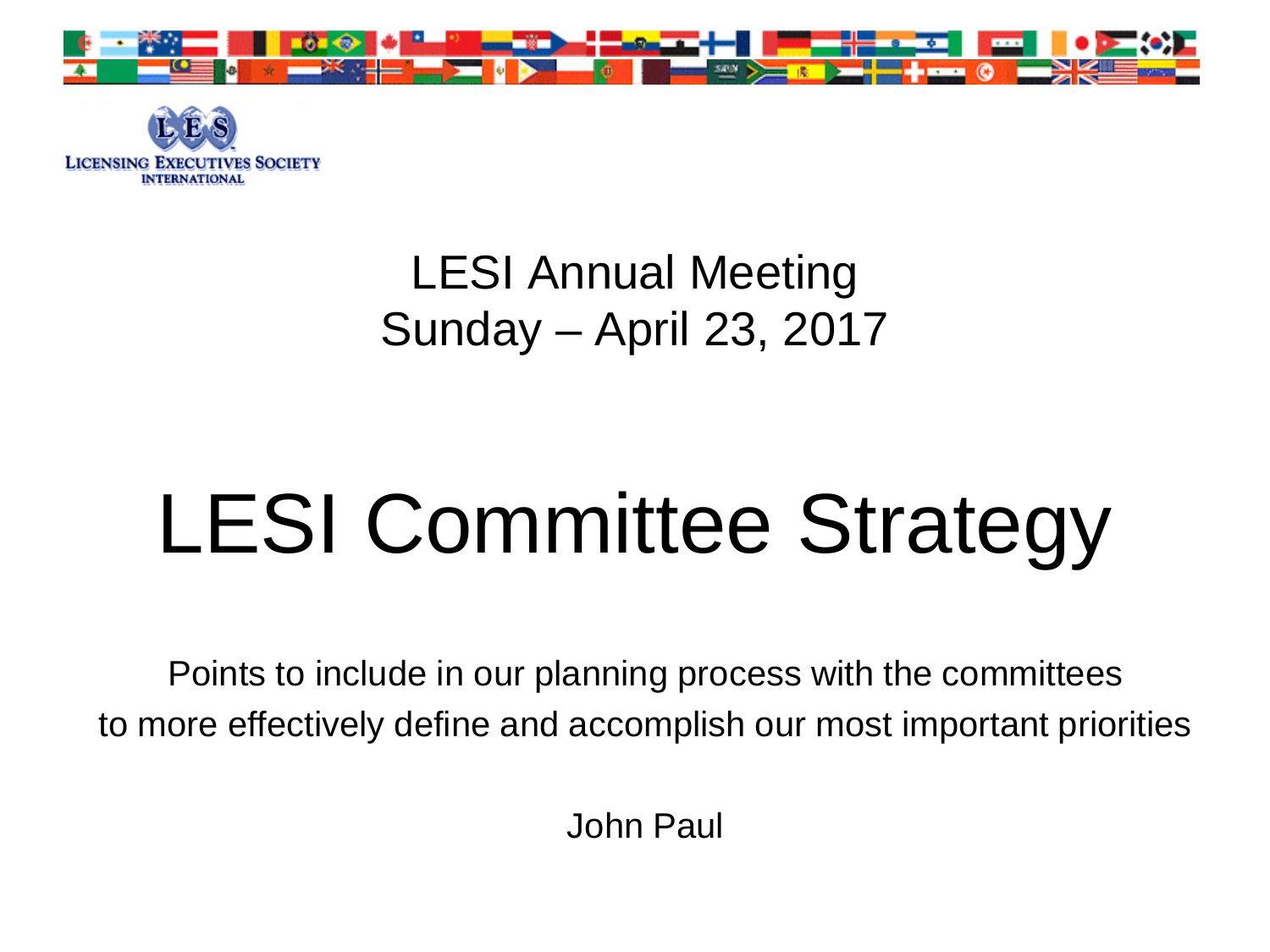LICENSING EXECUTIVES SOCIETY INTERNATIONAL

LESI Annual Meeting
Sunday – April 23, 2017

# LESI Committee Strategy

Points to include in our planning process with the committees
to more effectively define and accomplish our most important priorities

John Paul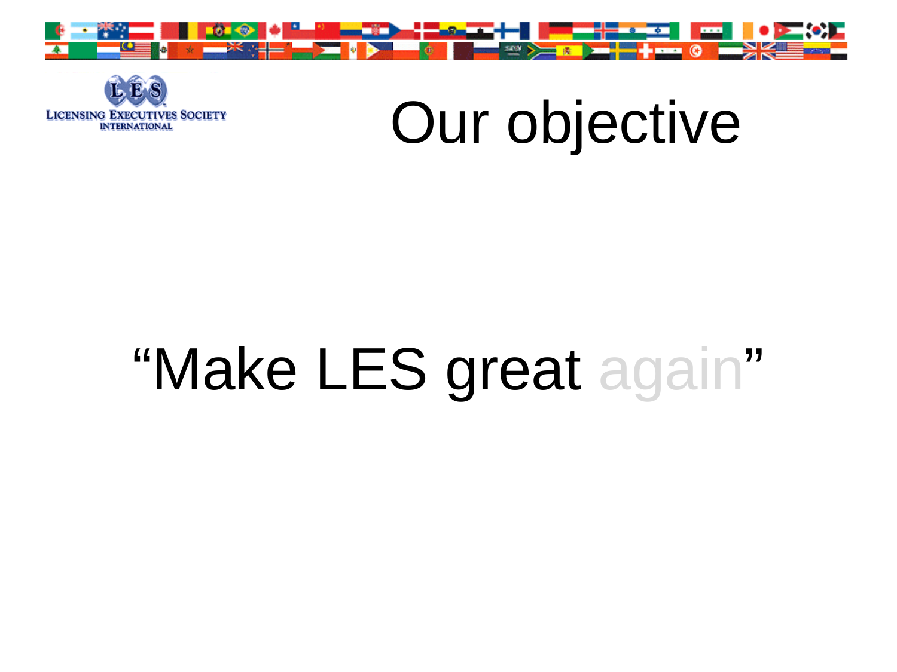# Our objective

"Make LES great again"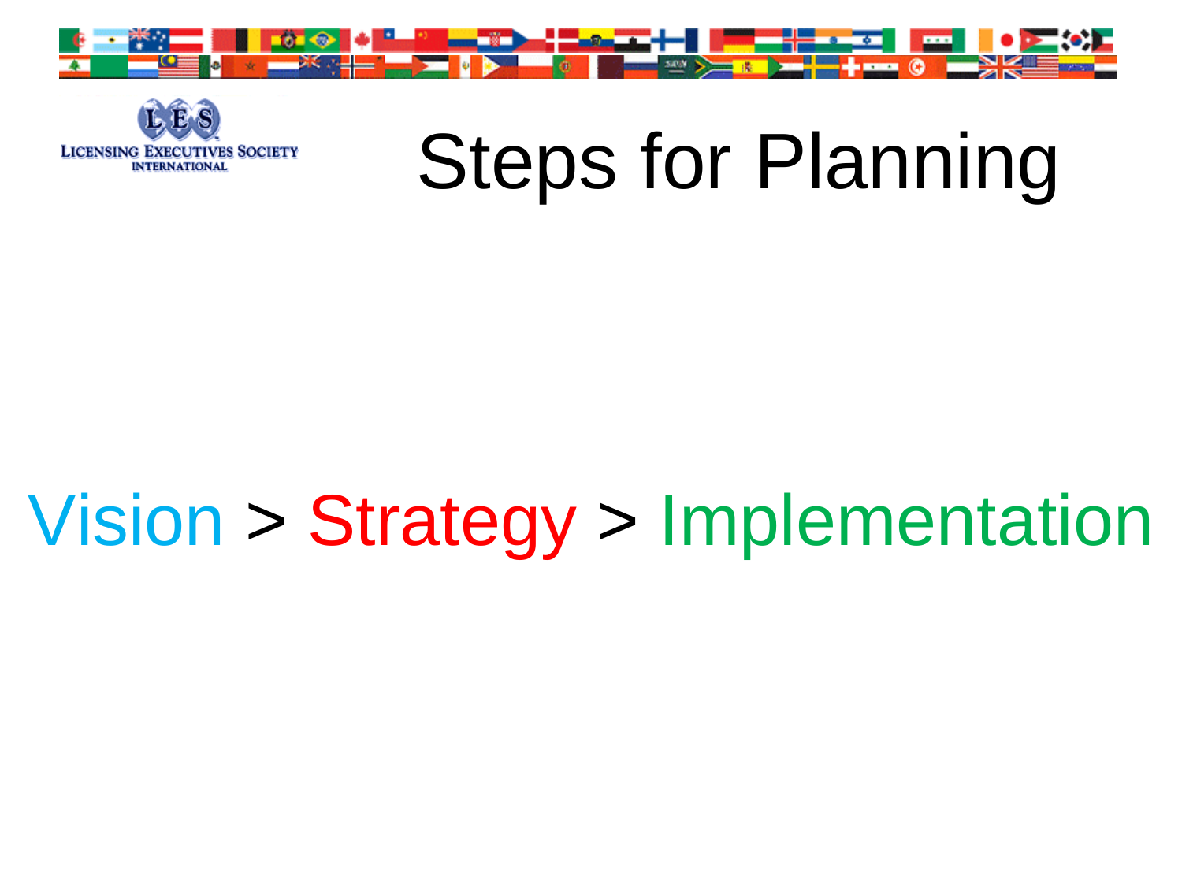# Steps for Planning

Vision > Strategy > Implementation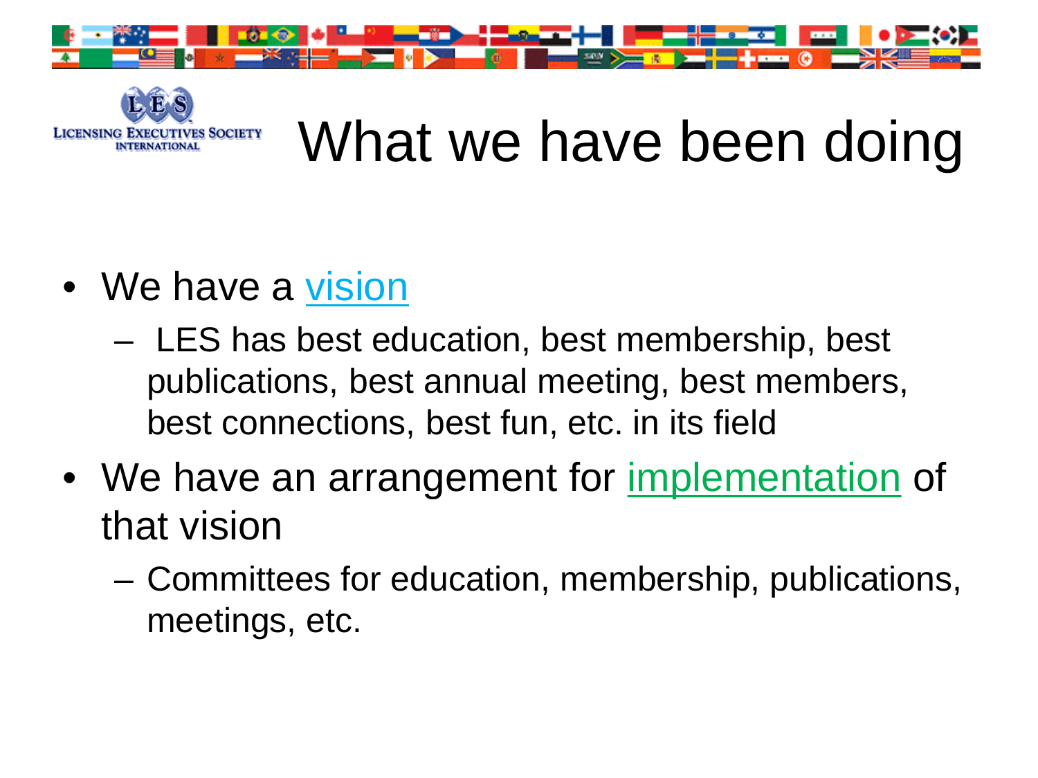# What we have been doing

- We have a vision
  - LES has best education, best membership, best publications, best annual meeting, best members, best connections, best fun, etc. in its field
- We have an arrangement for implementation of that vision
  - Committees for education, membership, publications, meetings, etc.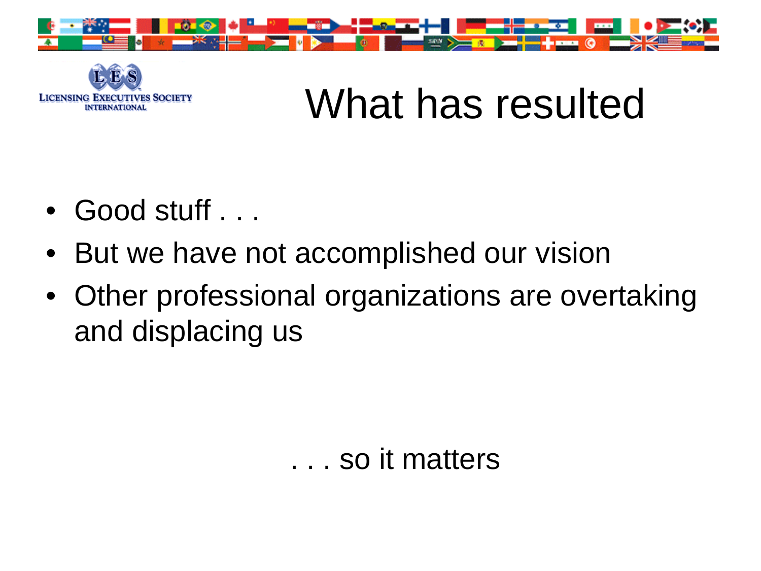# What has resulted

- Good stuff . . .
- But we have not accomplished our vision
- Other professional organizations are overtaking and displacing us

. . . so it matters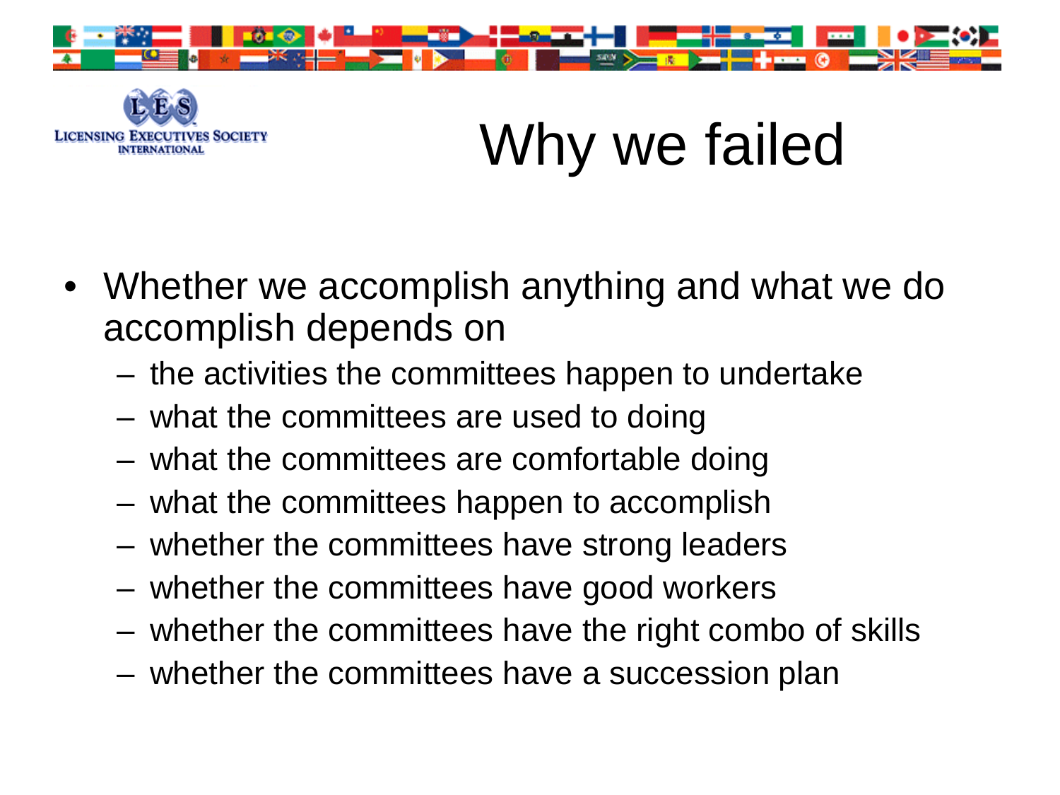# Why we failed

- Whether we accomplish anything and what we do accomplish depends on
  - the activities the committees happen to undertake
  - what the committees are used to doing
  - what the committees are comfortable doing
  - what the committees happen to accomplish
  - whether the committees have strong leaders
  - whether the committees have good workers
  - whether the committees have the right combo of skills
  - whether the committees have a succession plan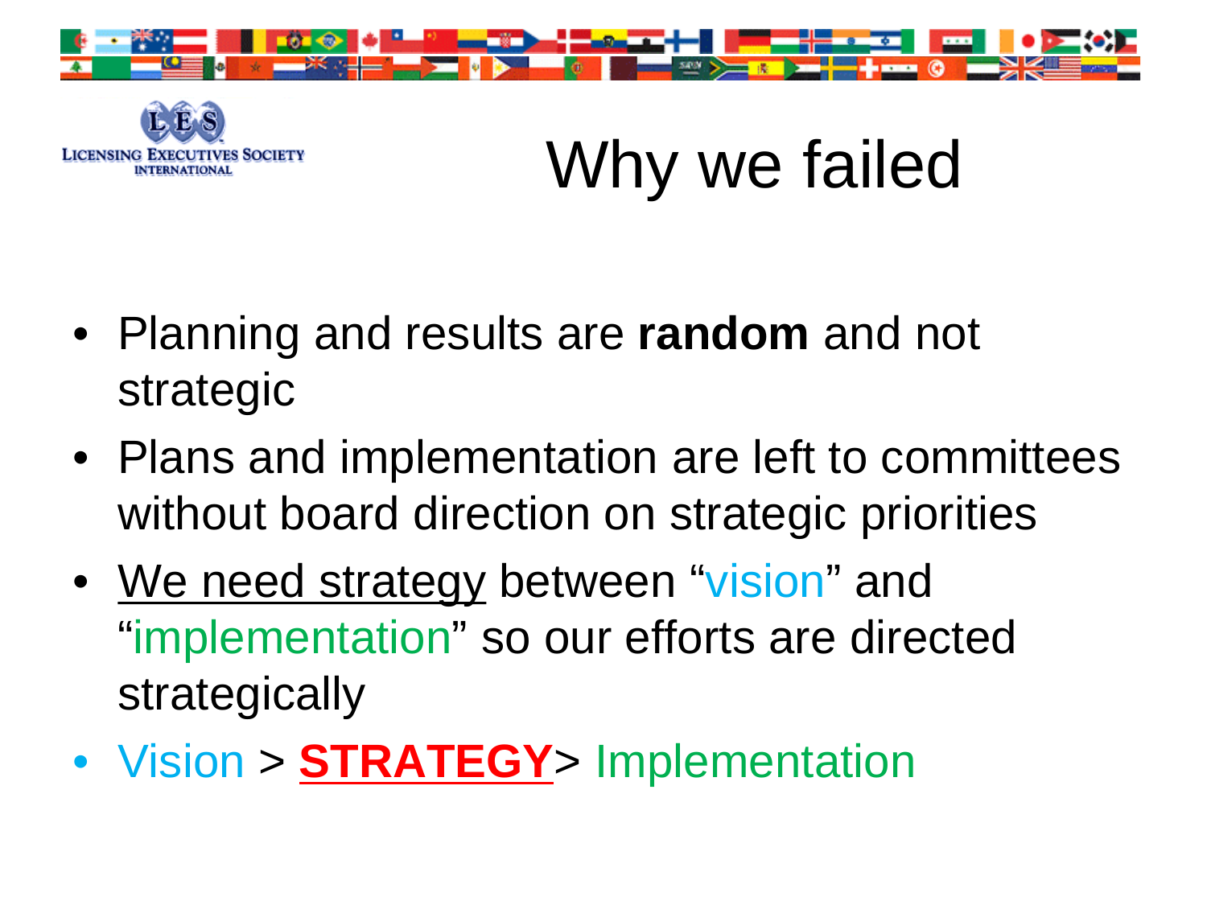LICENSING EXECUTIVES SOCIETY INTERNATIONAL

# Why we failed

- Planning and results are **random** and not strategic
- Plans and implementation are left to committees without board direction on strategic priorities
- We need strategy between "vision" and "implementation" so our efforts are directed strategically
- Vision > **STRATEGY**> Implementation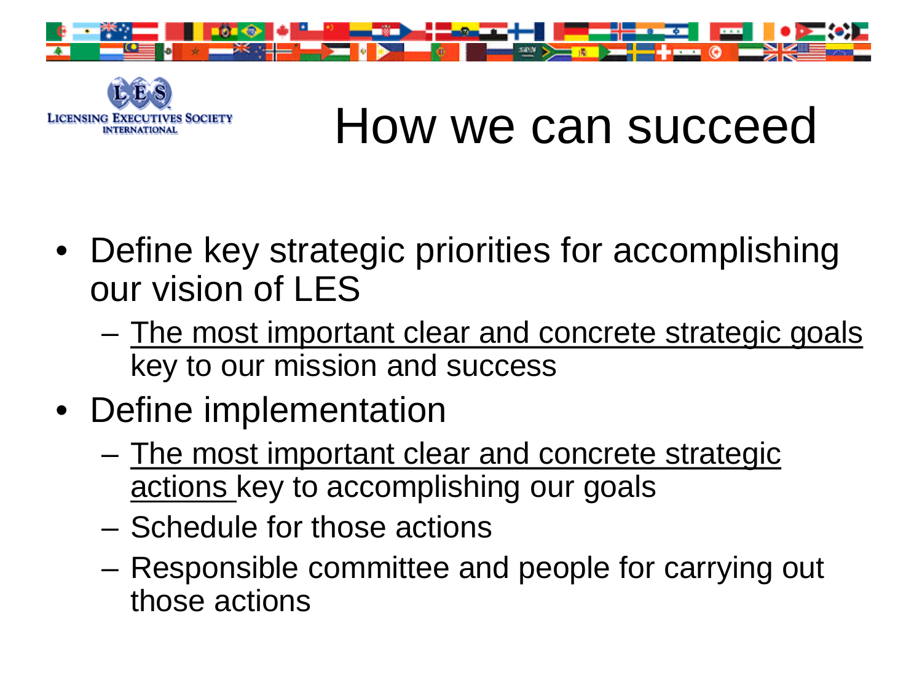# How we can succeed

- Define key strategic priorities for accomplishing our vision of LES
  - The most important clear and concrete strategic goals key to our mission and success
- Define implementation
  - The most important clear and concrete strategic actions key to accomplishing our goals
  - Schedule for those actions
  - Responsible committee and people for carrying out those actions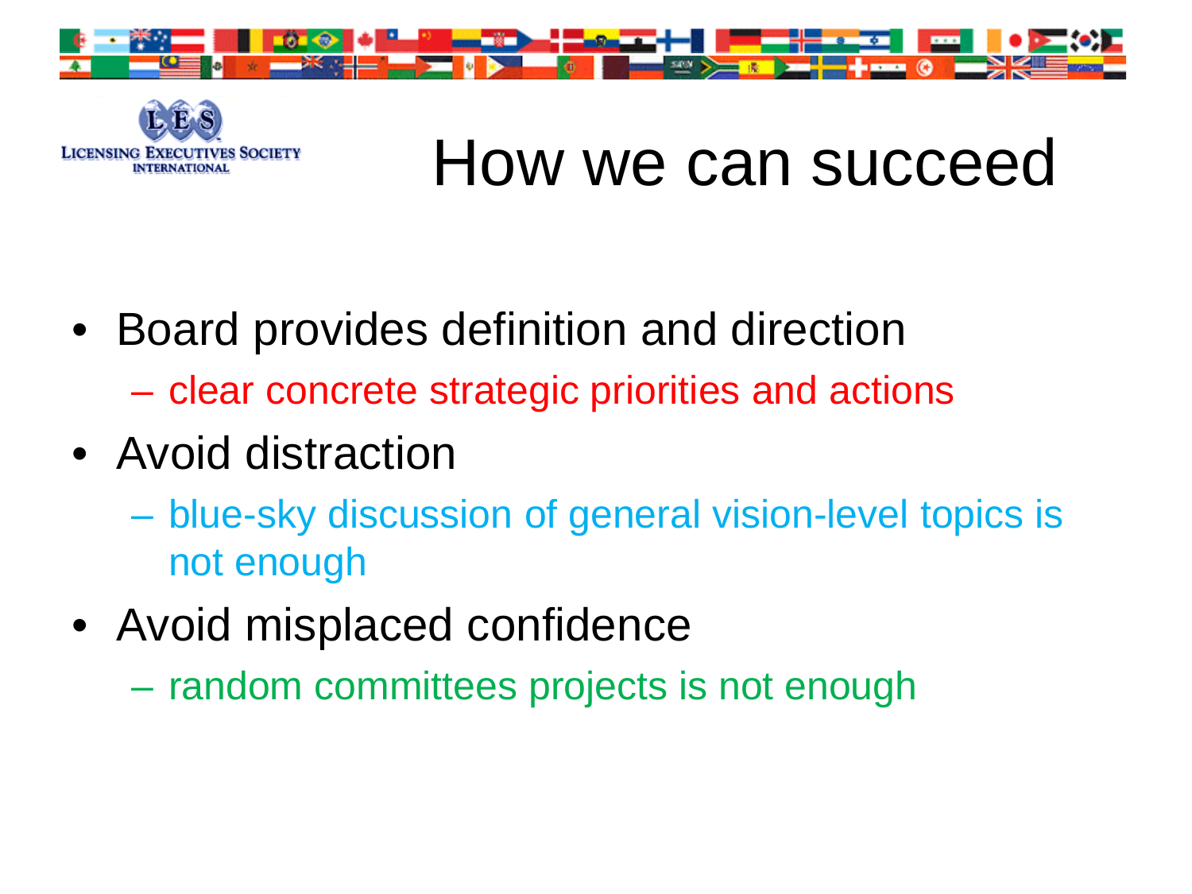# How we can succeed

- Board provides definition and direction
  - clear concrete strategic priorities and actions
- Avoid distraction
  - blue-sky discussion of general vision-level topics is not enough
- Avoid misplaced confidence
  - random committees projects is not enough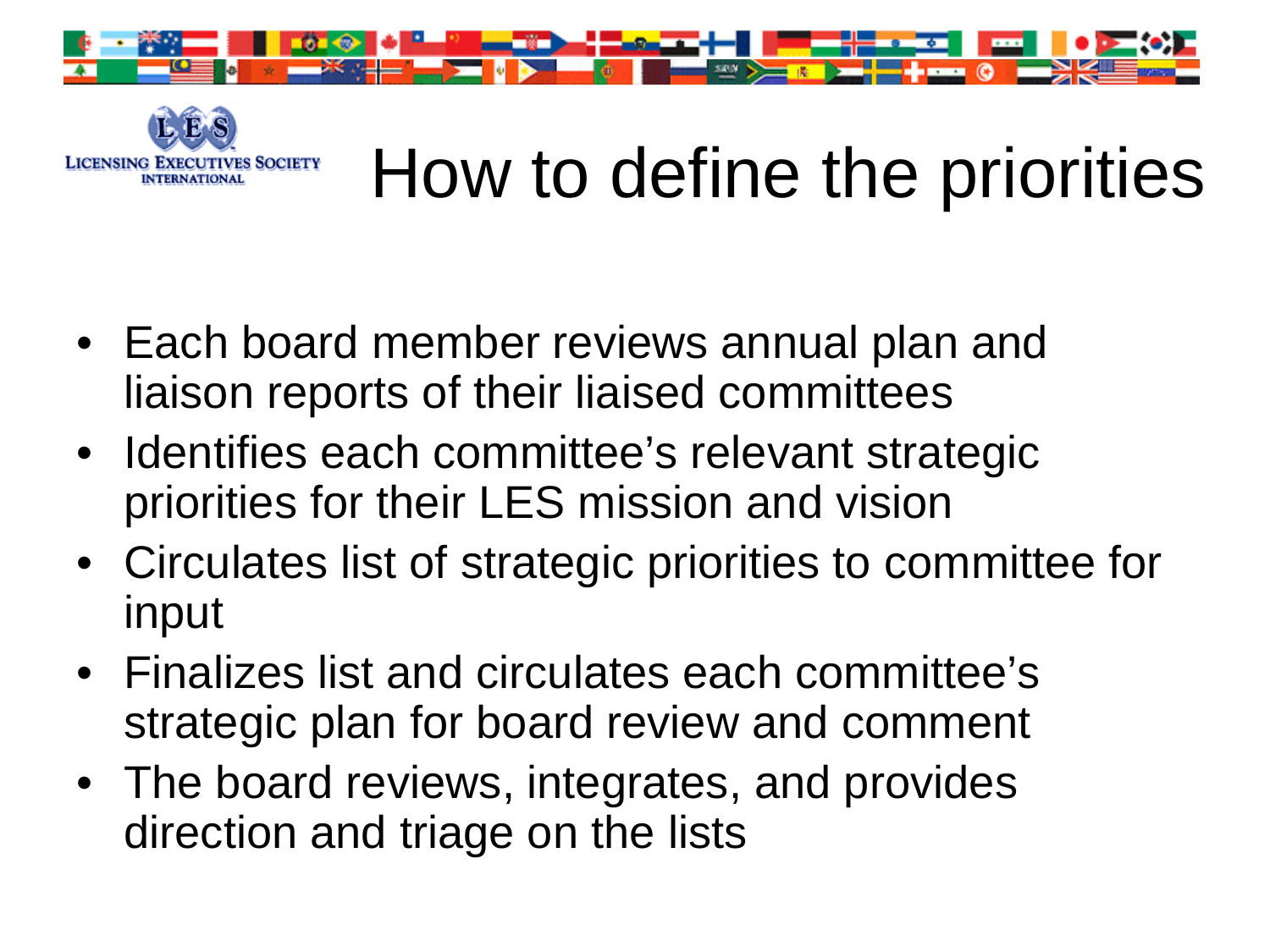# How to define the priorities

- Each board member reviews annual plan and liaison reports of their liaised committees
- Identifies each committee's relevant strategic priorities for their LES mission and vision
- Circulates list of strategic priorities to committee for input
- Finalizes list and circulates each committee's strategic plan for board review and comment
- The board reviews, integrates, and provides direction and triage on the lists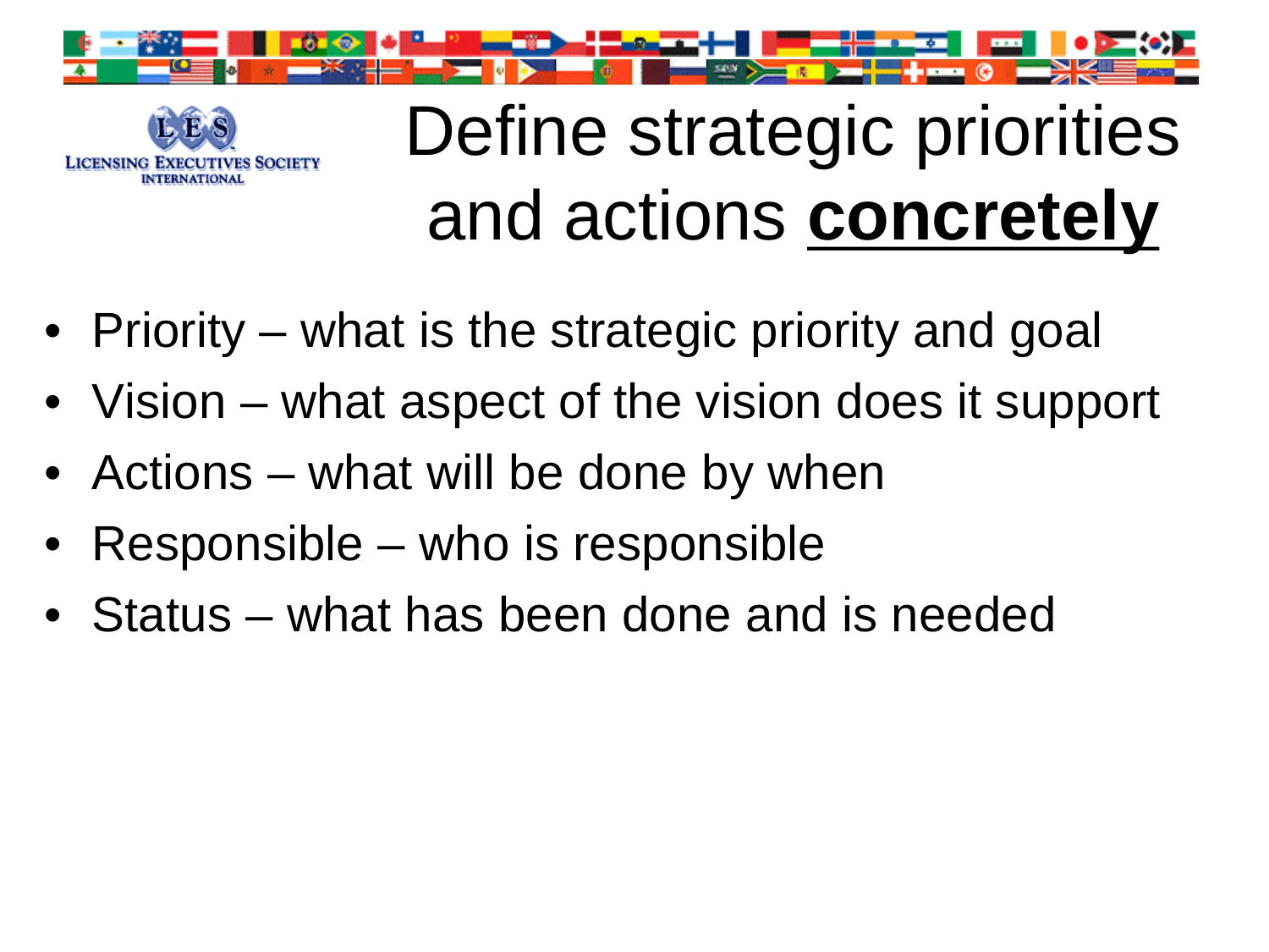# Define strategic priorities and actions **concretely**

- Priority – what is the strategic priority and goal
- Vision – what aspect of the vision does it support
- Actions – what will be done by when
- Responsible – who is responsible
- Status – what has been done and is needed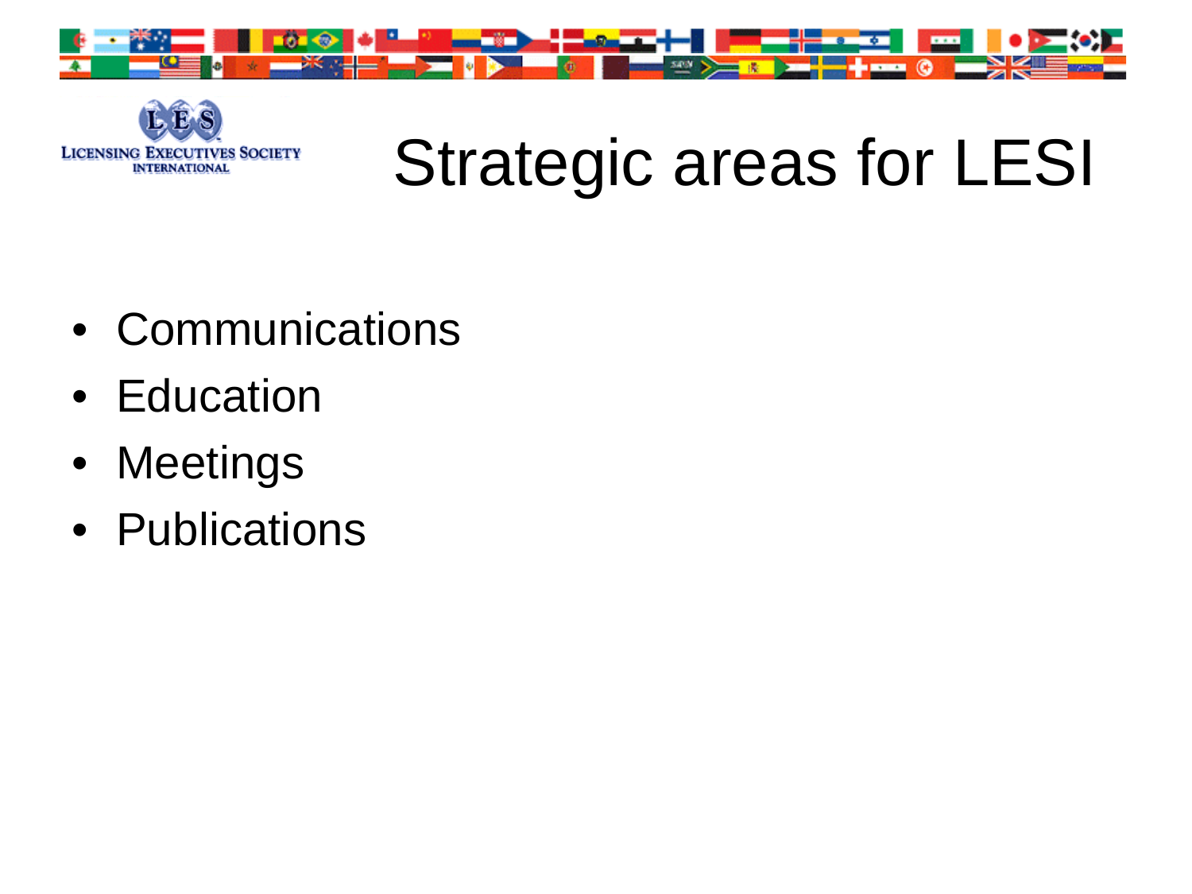# Strategic areas for LESI

- Communications
- Education
- Meetings
- Publications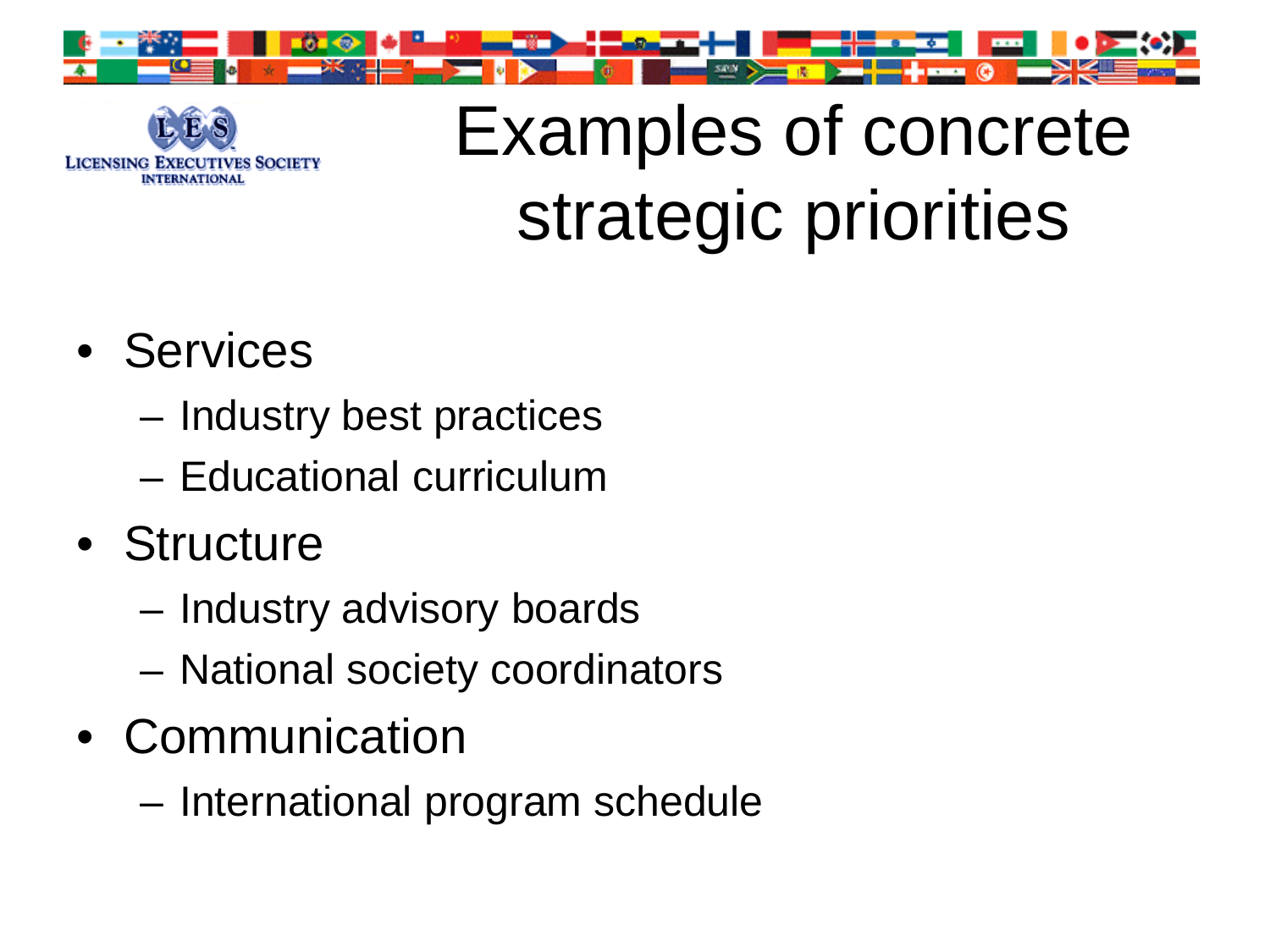# Examples of concrete strategic priorities

- Services
  - Industry best practices
  - Educational curriculum
- Structure
  - Industry advisory boards
  - National society coordinators
- Communication
  - International program schedule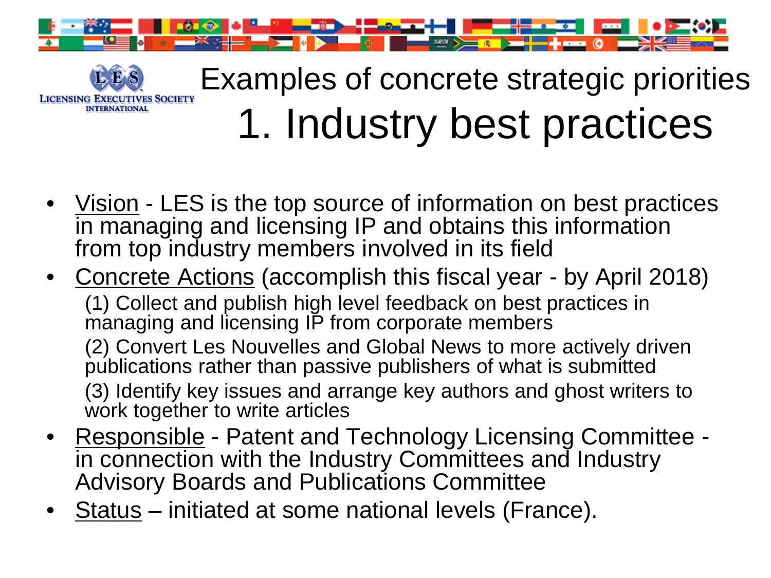# Examples of concrete strategic priorities

## 1. Industry best practices

- Vision - LES is the top source of information on best practices in managing and licensing IP and obtains this information from top industry members involved in its field
- Concrete Actions (accomplish this fiscal year - by April 2018)
  - (1) Collect and publish high level feedback on best practices in managing and licensing IP from corporate members
  - (2) Convert Les Nouvelles and Global News to more actively driven publications rather than passive publishers of what is submitted
  - (3) Identify key issues and arrange key authors and ghost writers to work together to write articles
- Responsible - Patent and Technology Licensing Committee - in connection with the Industry Committees and Industry Advisory Boards and Publications Committee
- Status – initiated at some national levels (France).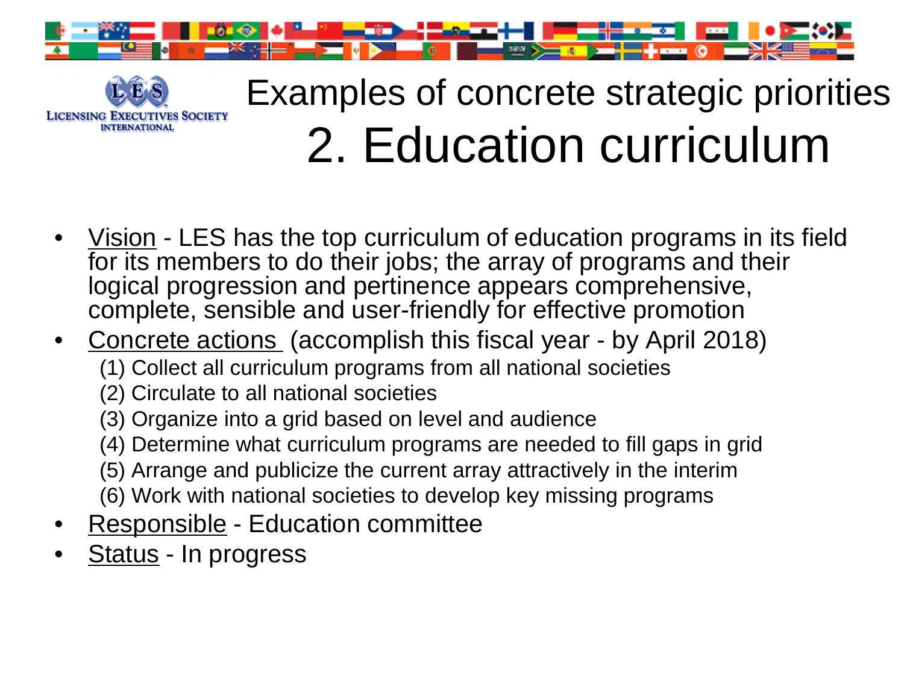# Examples of concrete strategic priorities
## 2. Education curriculum

- Vision - LES has the top curriculum of education programs in its field for its members to do their jobs; the array of programs and their logical progression and pertinence appears comprehensive, complete, sensible and user-friendly for effective promotion
- Concrete actions (accomplish this fiscal year - by April 2018)
  - (1) Collect all curriculum programs from all national societies
  - (2) Circulate to all national societies
  - (3) Organize into a grid based on level and audience
  - (4) Determine what curriculum programs are needed to fill gaps in grid
  - (5) Arrange and publicize the current array attractively in the interim
  - (6) Work with national societies to develop key missing programs
- Responsible - Education committee
- Status - In progress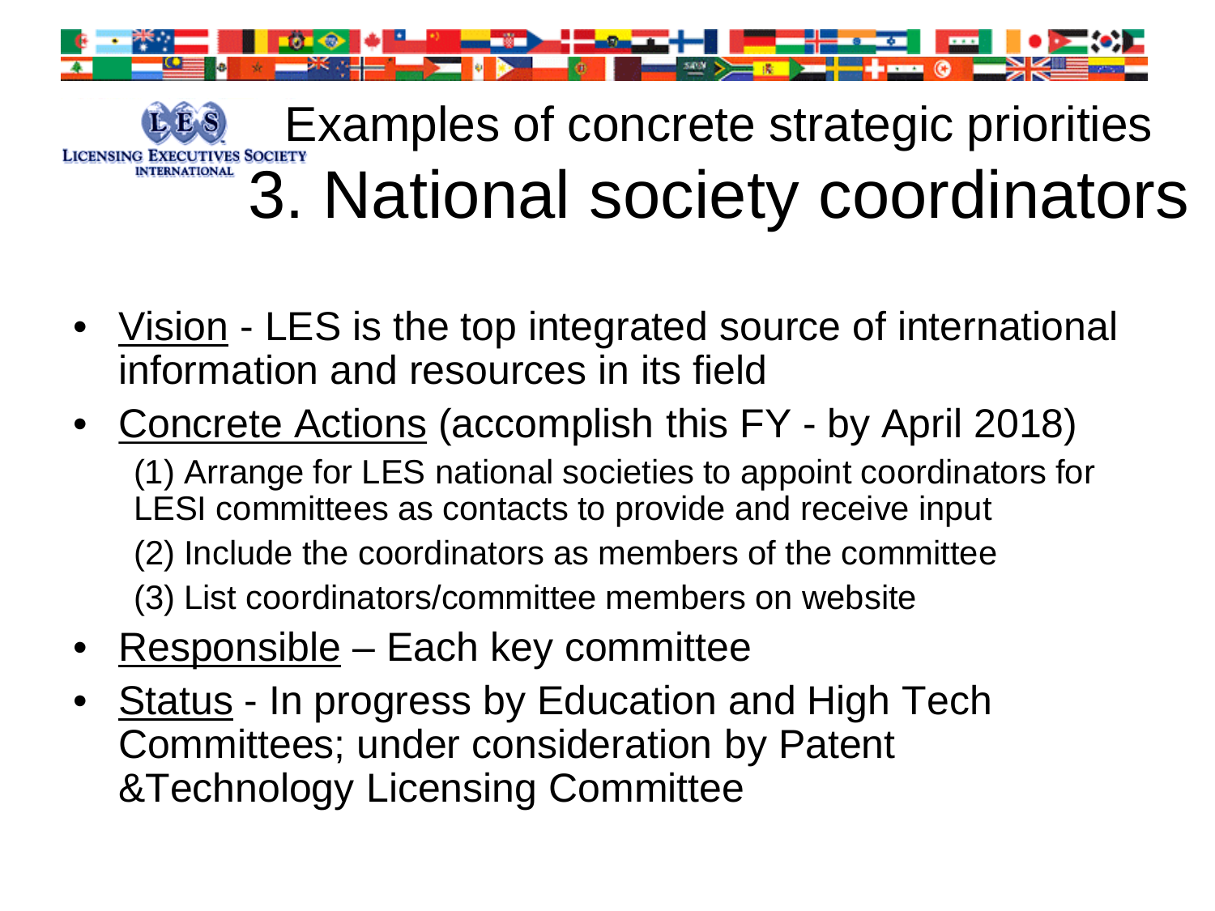# Examples of concrete strategic priorities

## 3. National society coordinators

- Vision - LES is the top integrated source of international information and resources in its field
- Concrete Actions (accomplish this FY - by April 2018)
  (1) Arrange for LES national societies to appoint coordinators for LESI committees as contacts to provide and receive input
  (2) Include the coordinators as members of the committee
  (3) List coordinators/committee members on website
- Responsible – Each key committee
- Status - In progress by Education and High Tech Committees; under consideration by Patent &Technology Licensing Committee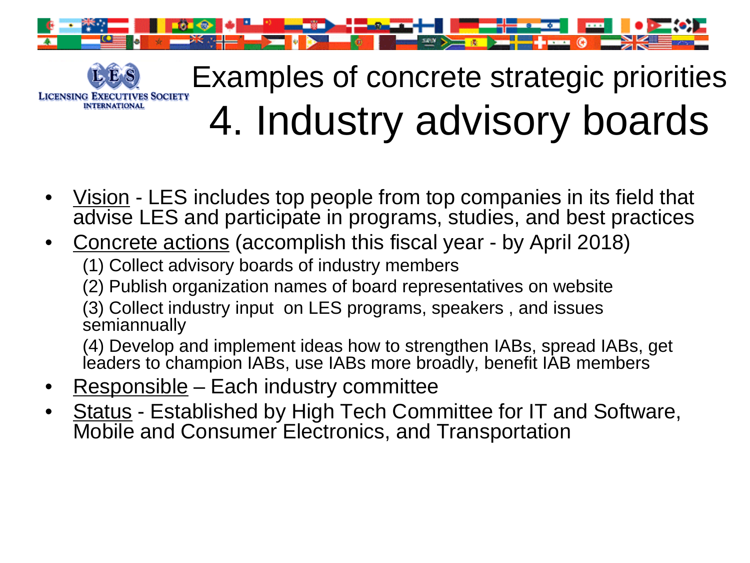LICENSING EXECUTIVES SOCIETY INTERNATIONAL

# Examples of concrete strategic priorities
# 4. Industry advisory boards

- Vision - LES includes top people from top companies in its field that advise LES and participate in programs, studies, and best practices
- Concrete actions (accomplish this fiscal year - by April 2018)
  - (1) Collect advisory boards of industry members
  - (2) Publish organization names of board representatives on website
  - (3) Collect industry input on LES programs, speakers , and issues semiannually
  - (4) Develop and implement ideas how to strengthen IABs, spread IABs, get leaders to champion IABs, use IABs more broadly, benefit IAB members
- Responsible – Each industry committee
- Status - Established by High Tech Committee for IT and Software, Mobile and Consumer Electronics, and Transportation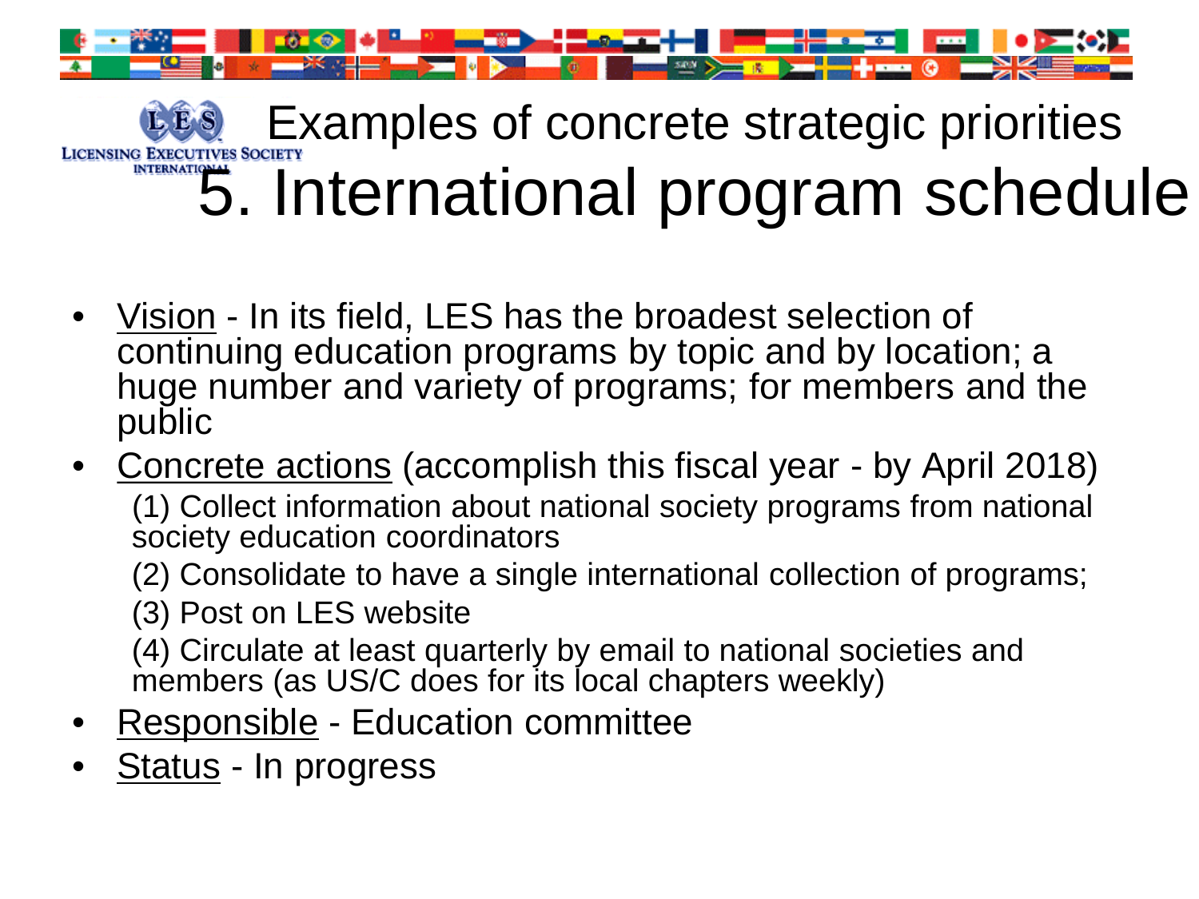# Examples of concrete strategic priorities

# 5. International program schedule

- Vision - In its field, LES has the broadest selection of continuing education programs by topic and by location; a huge number and variety of programs; for members and the public
- Concrete actions (accomplish this fiscal year - by April 2018)
  - (1) Collect information about national society programs from national society education coordinators
  - (2) Consolidate to have a single international collection of programs;
  - (3) Post on LES website
  - (4) Circulate at least quarterly by email to national societies and members (as US/C does for its local chapters weekly)
- Responsible - Education committee
- Status - In progress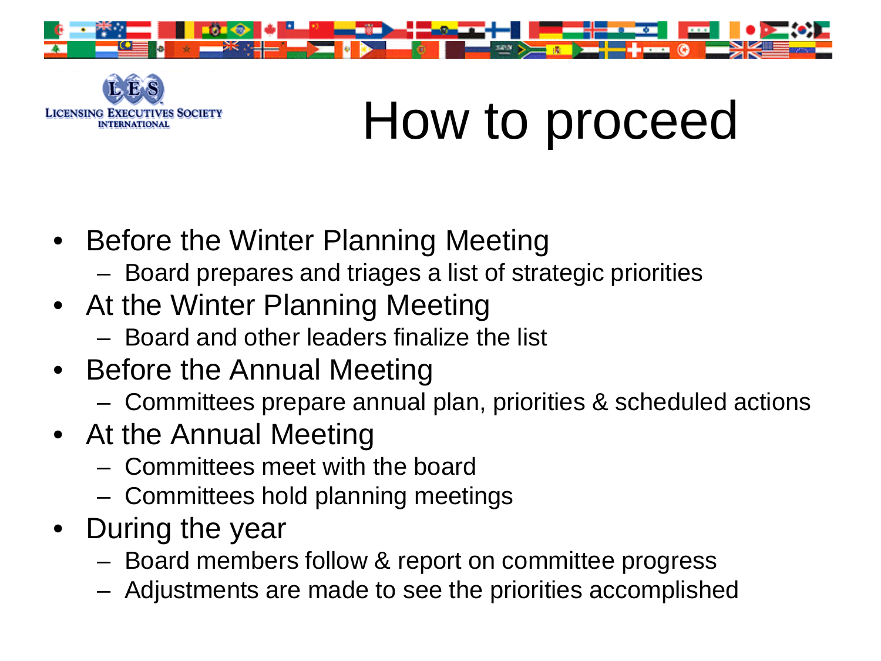Licensing Executives Society International

# How to proceed

- Before the Winter Planning Meeting
  - Board prepares and triages a list of strategic priorities
- At the Winter Planning Meeting
  - Board and other leaders finalize the list
- Before the Annual Meeting
  - Committees prepare annual plan, priorities & scheduled actions
- At the Annual Meeting
  - Committees meet with the board
  - Committees hold planning meetings
- During the year
  - Board members follow & report on committee progress
  - Adjustments are made to see the priorities accomplished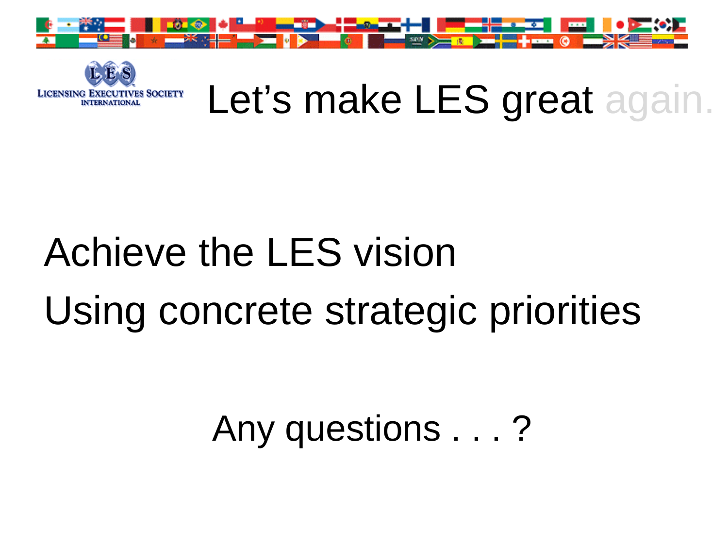LICENSING EXECUTIVES SOCIETY INTERNATIONAL

# Let's make LES great again.

Achieve the LES vision

Using concrete strategic priorities

Any questions . . . ?